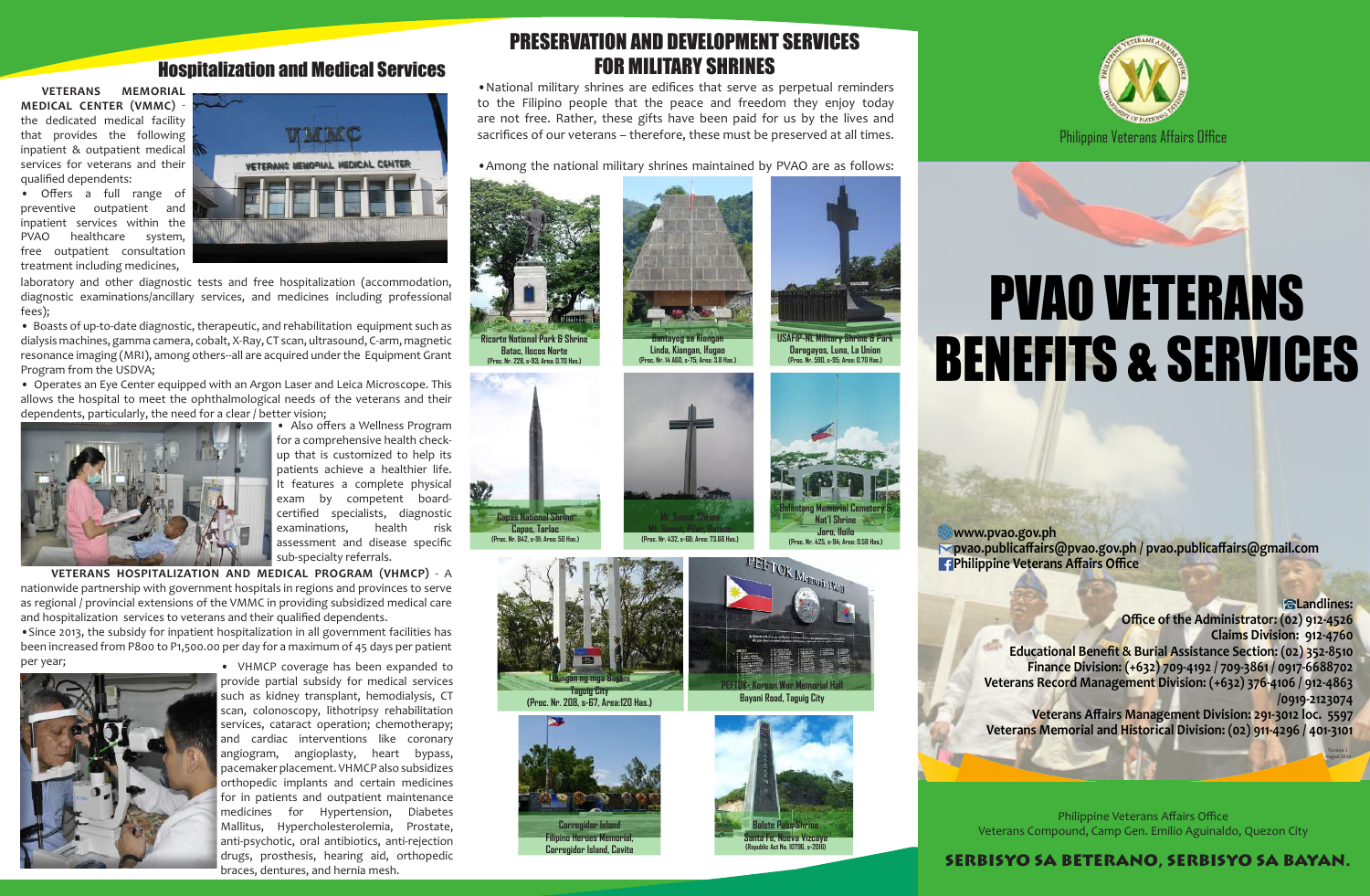## Hospitalization and Medical Services

**VETERANS MEMORIAL MEDICAL CENTER (VMMC)** - the dedicated medical facility that provides the following inpatient & outpatient medical services for veterans and their qualified dependents:

- Offers a full range of preventive outpatient and inpatient services within the PVAO healthcare system, free outpatient consultation treatment including medicines, laboratory and other diagnostic tests and free hospitalization (accommodation, diagnostic examinations/ancillary services, and medicines including professional fees);
- Boasts of up-to-date diagnostic, therapeutic, and rehabilitation equipment such as dialysis machines, gamma camera, cobalt, X-Ray, CT scan, ultrasound, C-arm, magnetic resonance imaging (MRI), among others--all are acquired under the Equipment Grant Program from the USDVA;
- Operates an Eye Center equipped with an Argon Laser and Leica Microscope. This allows the hospital to meet the ophthalmological needs of the veterans and their dependents, particularly, the need for a clear / better vision;
- Also offers a Wellness Program for a comprehensive health check-up that is customized to help its patients achieve a healthier life. It features a complete physical exam by competent board-certified specialists, diagnostic examinations, health risk assessment and disease specific sub-specialty referrals.

**VETERANS HOSPITALIZATION AND MEDICAL PROGRAM (VHMCP)** - A nationwide partnership with government hospitals in regions and provinces to serve as regional / provincial extensions of the VMMC in providing subsidized medical care and hospitalization services to veterans and their qualified dependents.

- Since 2013, the subsidy for inpatient hospitalization in all government facilities has been increased from P800 to P1,500.00 per day for a maximum of 45 days per patient per year;
- VHMCP coverage has been expanded to provide partial subsidy for medical services such as kidney transplant, hemodialysis, CT scan, colonoscopy, lithotripsy rehabilitation services, cataract operation; chemotherapy; and cardiac interventions like coronary angiogram, angioplasty, heart bypass, pacemaker placement. VHMCP also subsidizes orthopedic implants and certain medicines for in patients and outpatient maintenance medicines for Hypertension, Diabetes Mallitus, Hypercholesterolemia, Prostate, anti-psychotic, oral antibiotics, anti-rejection drugs, prosthesis, hearing aid, orthopedic braces, dentures, and hernia mesh.

## PRESERVATION AND DEVELOPMENT SERVICES FOR MILITARY SHRINES

- National military shrines are edifices that serve as perpetual reminders to the Filipino people that the peace and freedom they enjoy today are not free. Rather, these gifts have been paid for us by the lives and sacrifices of our veterans – therefore, these must be preserved at all times.
- Among the national military shrines maintained by PVAO are as follows:

Ricarte National Park & Shrine
Batac, Ilocos Norte
(Proc. Nr. 228, s-93; Area: 0.70 Has.)

Bantayog sa Kiangan
Linda, Kiangan, Ifugao
(Proc. Nr. 14 A60, s-75; Area: 3.8 Has.)

USAFIP-NL Military Shrine & Park
Daragayos, Luna, La Union
(Proc. Nr. 580, s-95; Area: 0.70 Has.)

Capas National Shrine
Capas, Tarlac
(Proc. Nr. 842, s-91; Area: 50 Has.)

Mt. Samat Shrine
Mt. Samat, Pilar, Bataan
(Proc. Nr. 432, s-66; Area: 73.66 Has.)

Balantang Memorial Cemetery & Nat'l Shrine
Jaro, Iloilo
(Proc. Nr. 425, s-94; Area: 0.58 Has.)

Libingan ng mga Bayani
Taguig City
(Proc. Nr. 208, s-67, Area:120 Has.)

PEFTOK: Korean War Memorial Hall
Bayani Road, Taguig City

Corregidor Island
Filipino Heroes Memorial,
Corregidor Island, Cavite

Balete Pass Shrine
Santa Fe, Nueva Vizcaya
(Republic Act No. 10796, s-2016)

Philippine Veterans Affairs Office

# PVAO VETERANS BENEFITS & SERVICES

www.pvao.gov.ph
pvao.publicaffairs@pvao.gov.ph / pvao.publicaffairs@gmail.com
Philippine Veterans Affairs Office

**Landlines:**
**Office of the Administrator: (02) 912-4526**
**Claims Division: 912-4760**
**Educational Benefit & Burial Assistance Section: (02) 352-8510**
**Finance Division: (+632) 709-4192 / 709-3861 / 0917-6688702**
**Veterans Record Management Division: (+632) 376-4106 / 912-4863 /0919-2123074**
**Veterans Affairs Management Division: 291-3012 loc. 5597**
**Veterans Memorial and Historical Division: (02) 911-4296 / 401-3101**

Version 1
August 2016

Philippine Veterans Affairs Office
Veterans Compound, Camp Gen. Emilio Aguinaldo, Quezon City

**SERBISYO SA BETERANO, SERBISYO SA BAYAN.**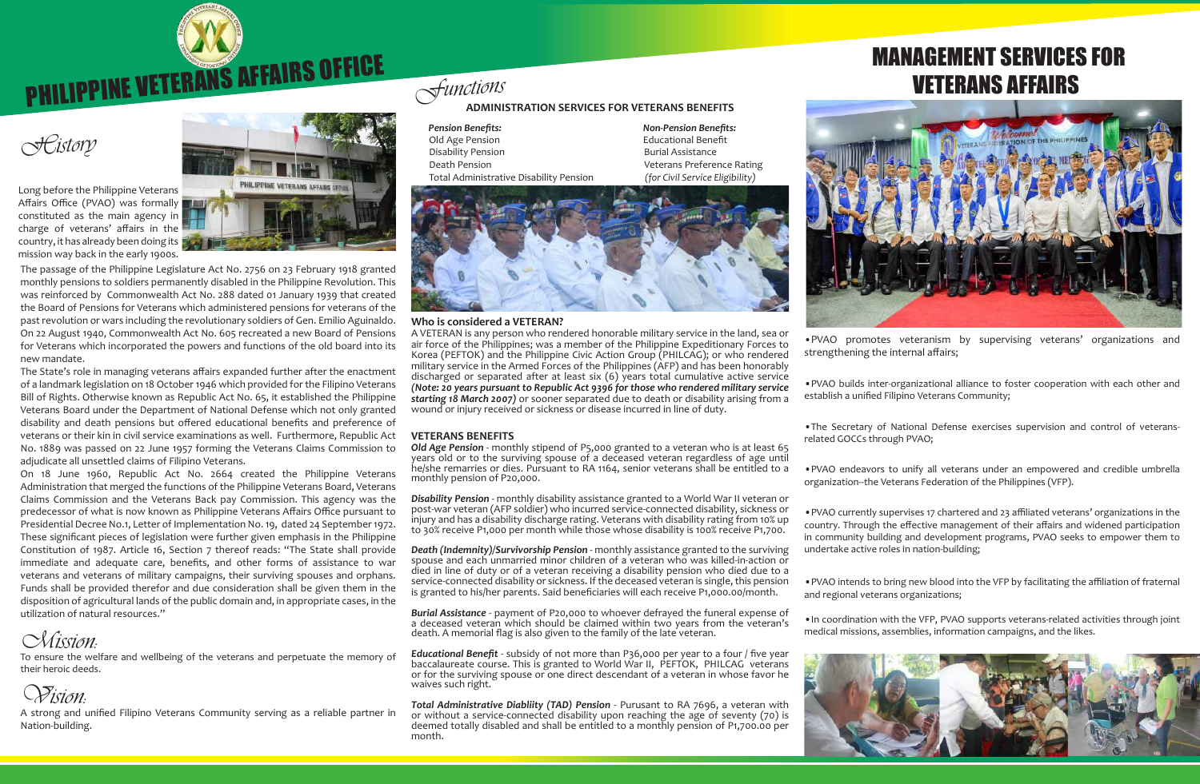# PHILIPPINE VETERANS AFFAIRS OFFICE

## History

Long before the Philippine Veterans Affairs Office (PVAO) was formally constituted as the main agency in charge of veterans' affairs in the country, it has already been doing its mission way back in the early 1900s.

The passage of the Philippine Legislature Act No. 2756 on 23 February 1918 granted monthly pensions to soldiers permanently disabled in the Philippine Revolution. This was reinforced by Commonwealth Act No. 288 dated 01 January 1939 that created the Board of Pensions for Veterans which administered pensions for veterans of the past revolution or wars including the revolutionary soldiers of Gen. Emilio Aguinaldo. On 22 August 1940, Commonwealth Act No. 605 recreated a new Board of Pensions for Veterans which incorporated the powers and functions of the old board into its new mandate.

The State's role in managing veterans affairs expanded further after the enactment of a landmark legislation on 18 October 1946 which provided for the Filipino Veterans Bill of Rights. Otherwise known as Republic Act No. 65, it established the Philippine Veterans Board under the Department of National Defense which not only granted disability and death pensions but offered educational benefits and preference of veterans or their kin in civil service examinations as well. Furthermore, Republic Act No. 1889 was passed on 22 June 1957 forming the Veterans Claims Commission to adjudicate all unsettled claims of Filipino Veterans.

On 18 June 1960, Republic Act No. 2664 created the Philippine Veterans Administration that merged the functions of the Philippine Veterans Board, Veterans Claims Commission and the Veterans Back pay Commission. This agency was the predecessor of what is now known as Philippine Veterans Affairs Office pursuant to Presidential Decree No.1, Letter of Implementation No. 19, dated 24 September 1972. These significant pieces of legislation were further given emphasis in the Philippine Constitution of 1987. Article 16, Section 7 thereof reads: "The State shall provide immediate and adequate care, benefits, and other forms of assistance to war veterans and veterans of military campaigns, their surviving spouses and orphans. Funds shall be provided therefor and due consideration shall be given them in the disposition of agricultural lands of the public domain and, in appropriate cases, in the utilization of natural resources."

## Mission:

To ensure the welfare and wellbeing of the veterans and perpetuate the memory of their heroic deeds.

## Vision:

A strong and unified Filipino Veterans Community serving as a reliable partner in Nation-building.

## Functions

### ADMINISTRATION SERVICES FOR VETERANS BENEFITS

*Pension Benefits:*
Old Age Pension
Disability Pension
Death Pension
Total Administrative Disability Pension

*Non-Pension Benefits:*
Educational Benefit
Burial Assistance
Veterans Preference Rating
*(for Civil Service Eligibility)*

**Who is considered a VETERAN?**

A VETERAN is any person who rendered honorable military service in the land, sea or air force of the Philippines; was a member of the Philippine Expeditionary Forces to Korea (PEFTOK) and the Philippine Civic Action Group (PHILCAG); or who rendered military service in the Armed Forces of the Philippines (AFP) and has been honorably discharged or separated after at least six (6) years total cumulative active service ***(Note: 20 years pursuant to Republic Act 9396 for those who rendered military service starting 18 March 2007)*** or sooner separated due to death or disability arising from a wound or injury received or sickness or disease incurred in line of duty.

**VETERANS BENEFITS**

***Old Age Pension*** - monthly stipend of P5,000 granted to a veteran who is at least 65 years old or to the surviving spouse of a deceased veteran regardless of age until he/she remarries or dies. Pursuant to RA 1164, senior veterans shall be entitled to a monthly pension of P20,000.

***Disability Pension*** - monthly disability assistance granted to a World War II veteran or post-war veteran (AFP soldier) who incurred service-connected disability, sickness or injury and has a disability discharge rating. Veterans with disability rating from 10% up to 30% receive P1,000 per month while those whose disability is 100% receive P1,700.

***Death (Indemnity)/Survivorship Pension*** - monthly assistance granted to the surviving spouse and each unmarried minor children of a veteran who was killed-in-action or died in line of duty or of a veteran receiving a disability pension who died due to a service-connected disability or sickness. If the deceased veteran is single, this pension is granted to his/her parents. Said beneficiaries will each receive P1,000.00/month.

***Burial Assistance*** - payment of P20,000 to whoever defrayed the funeral expense of a deceased veteran which should be claimed within two years from the veteran's death. A memorial flag is also given to the family of the late veteran.

***Educational Benefit*** - subsidy of not more than P36,000 per year to a four / five year baccalaureate course. This is granted to World War II, PEFTOK, PHILCAG veterans or for the surviving spouse or one direct descendant of a veteran in whose favor he waives such right.

***Total Administrative Diabliity (TAD) Pension*** - Purusant to RA 7696, a veteran with or without a service-connected disability upon reaching the age of seventy (70) is deemed totally disabled and shall be entitled to a monthly pension of P1,700.00 per month.

## MANAGEMENT SERVICES FOR VETERANS AFFAIRS

- PVAO promotes veteranism by supervising veterans' organizations and strengthening the internal affairs;
- PVAO builds inter-organizational alliance to foster cooperation with each other and establish a unified Filipino Veterans Community;
- The Secretary of National Defense exercises supervision and control of veterans-related GOCCs through PVAO;
- PVAO endeavors to unify all veterans under an empowered and credible umbrella organization--the Veterans Federation of the Philippines (VFP).
- PVAO currently supervises 17 chartered and 23 affiliated veterans' organizations in the country. Through the effective management of their affairs and widened participation in community building and development programs, PVAO seeks to empower them to undertake active roles in nation-building;
- PVAO intends to bring new blood into the VFP by facilitating the affiliation of fraternal and regional veterans organizations;
- In coordination with the VFP, PVAO supports veterans-related activities through joint medical missions, assemblies, information campaigns, and the likes.